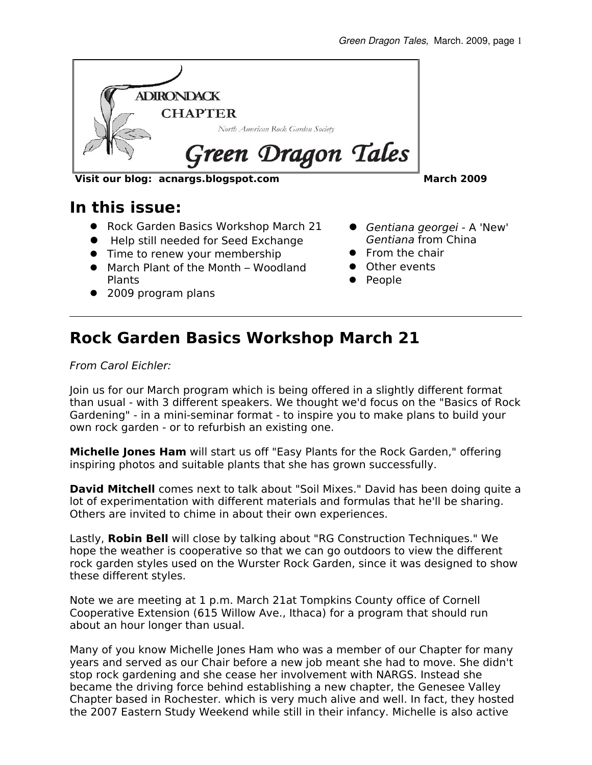ADIRONDACK CHAPTER

North American Rock Garden Society

# Green Dragon Tales

**Visit our blog: acnargs.blogspot.com** **March 2009**

## In this issue:

- Rock Garden Basics Workshop March 21
- Help still needed for Seed Exchange
- Time to renew your membership
- March Plant of the Month – Woodland Plants
- 2009 program plans
- *Gentiana georgei* - A 'New' *Gentiana* from China
- From the chair
- Other events
- People

---

## Rock Garden Basics Workshop March 21

*From Carol Eichler:*

Join us for our March program which is being offered in a slightly different format than usual - with 3 different speakers. We thought we'd focus on the "Basics of Rock Gardening" - in a mini-seminar format - to inspire you to make plans to build your own rock garden - or to refurbish an existing one.

**Michelle Jones Ham** will start us off "Easy Plants for the Rock Garden," offering inspiring photos and suitable plants that she has grown successfully.

**David Mitchell** comes next to talk about "Soil Mixes." David has been doing quite a lot of experimentation with different materials and formulas that he'll be sharing. Others are invited to chime in about their own experiences.

Lastly, **Robin Bell** will close by talking about "RG Construction Techniques." We hope the weather is cooperative so that we can go outdoors to view the different rock garden styles used on the Wurster Rock Garden, since it was designed to show these different styles.

Note we are meeting at 1 p.m. March 21at Tompkins County office of Cornell Cooperative Extension (615 Willow Ave., Ithaca) for a program that should run about an hour longer than usual.

Many of you know Michelle Jones Ham who was a member of our Chapter for many years and served as our Chair before a new job meant she had to move. She didn't stop rock gardening and she cease her involvement with NARGS. Instead she became the driving force behind establishing a new chapter, the Genesee Valley Chapter based in Rochester. which is very much alive and well. In fact, they hosted the 2007 Eastern Study Weekend while still in their infancy. Michelle is also active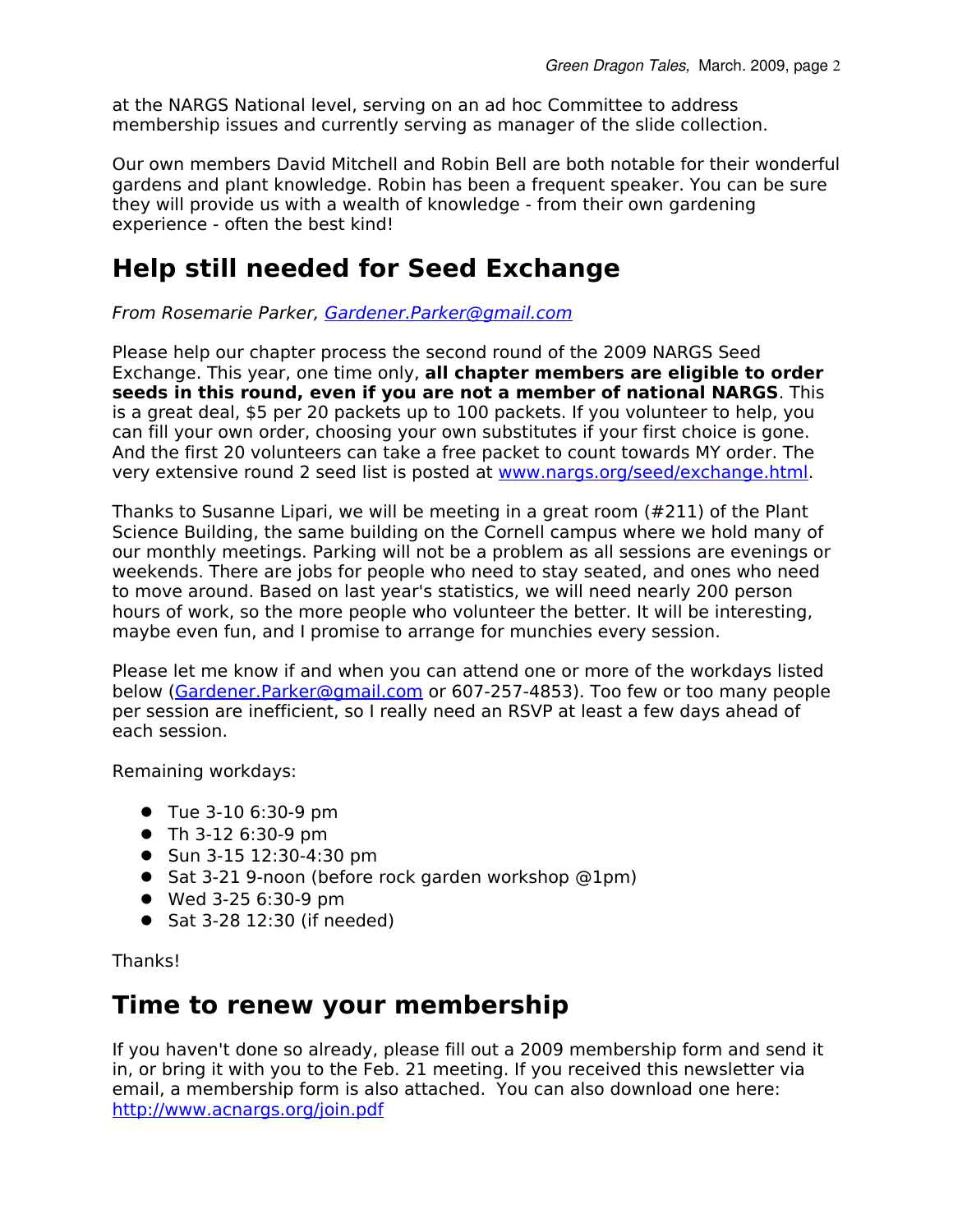at the NARGS National level, serving on an ad hoc Committee to address membership issues and currently serving as manager of the slide collection.

Our own members David Mitchell and Robin Bell are both notable for their wonderful gardens and plant knowledge. Robin has been a frequent speaker. You can be sure they will provide us with a wealth of knowledge - from their own gardening experience - often the best kind!

## Help still needed for Seed Exchange

*From Rosemarie Parker, [Gardener.Parker@gmail.com](mailto:Gardener.Parker@gmail.com)*

Please help our chapter process the second round of the 2009 NARGS Seed Exchange. This year, one time only, **all chapter members are eligible to order seeds in this round, even if you are not a member of national NARGS**. This is a great deal, $5 per 20 packets up to 100 packets. If you volunteer to help, you can fill your own order, choosing your own substitutes if your first choice is gone. And the first 20 volunteers can take a free packet to count towards MY order. The very extensive round 2 seed list is posted at [www.nargs.org/seed/exchange.html](http://www.nargs.org/seed/exchange.html).

Thanks to Susanne Lipari, we will be meeting in a great room (#211) of the Plant Science Building, the same building on the Cornell campus where we hold many of our monthly meetings. Parking will not be a problem as all sessions are evenings or weekends. There are jobs for people who need to stay seated, and ones who need to move around. Based on last year's statistics, we will need nearly 200 person hours of work, so the more people who volunteer the better. It will be interesting, maybe even fun, and I promise to arrange for munchies every session.

Please let me know if and when you can attend one or more of the workdays listed below ([Gardener.Parker@gmail.com](mailto:Gardener.Parker@gmail.com) or 607-257-4853). Too few or too many people per session are inefficient, so I really need an RSVP at least a few days ahead of each session.

Remaining workdays:

- Tue 3-10 6:30-9 pm
- Th 3-12 6:30-9 pm
- Sun 3-15 12:30-4:30 pm
- Sat 3-21 9-noon (before rock garden workshop @1pm)
- Wed 3-25 6:30-9 pm
- Sat 3-28 12:30 (if needed)

Thanks!

## Time to renew your membership

If you haven't done so already, please fill out a 2009 membership form and send it in, or bring it with you to the Feb. 21 meeting. If you received this newsletter via email, a membership form is also attached. You can also download one here: [http://www.acnargs.org/join.pdf](http://www.acnargs.org/join.pdf)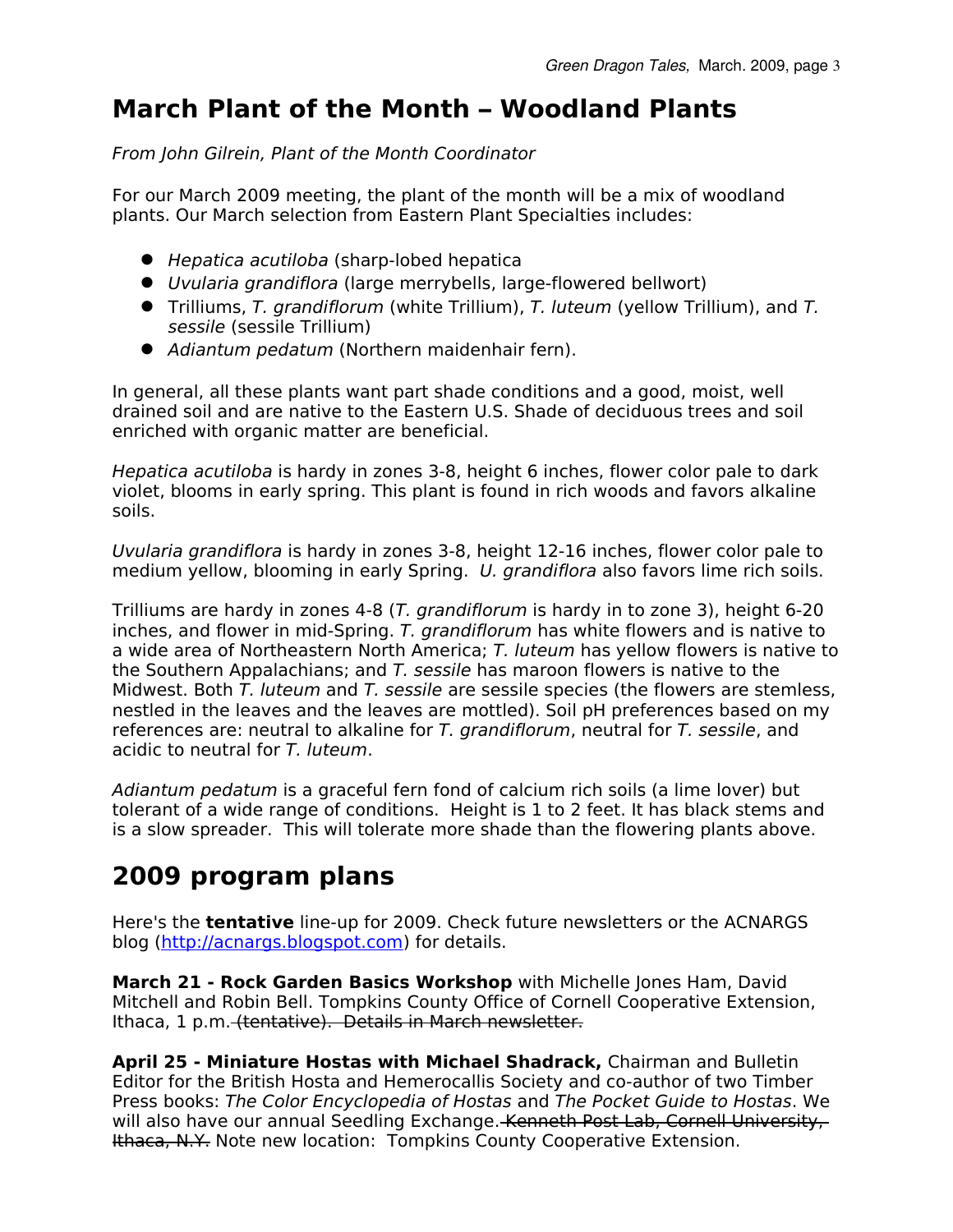# March Plant of the Month – Woodland Plants

*From John Gilrein, Plant of the Month Coordinator*

For our March 2009 meeting, the plant of the month will be a mix of woodland plants. Our March selection from Eastern Plant Specialties includes:

- *Hepatica acutiloba* (sharp-lobed hepatica
- *Uvularia grandiflora* (large merrybells, large-flowered bellwort)
- Trilliums, *T. grandiflorum* (white Trillium), *T. luteum* (yellow Trillium), and *T. sessile* (sessile Trillium)
- *Adiantum pedatum* (Northern maidenhair fern).

In general, all these plants want part shade conditions and a good, moist, well drained soil and are native to the Eastern U.S. Shade of deciduous trees and soil enriched with organic matter are beneficial.

*Hepatica acutiloba* is hardy in zones 3-8, height 6 inches, flower color pale to dark violet, blooms in early spring. This plant is found in rich woods and favors alkaline soils.

*Uvularia grandiflora* is hardy in zones 3-8, height 12-16 inches, flower color pale to medium yellow, blooming in early Spring. *U. grandiflora* also favors lime rich soils.

Trilliums are hardy in zones 4-8 (*T. grandiflorum* is hardy in to zone 3), height 6-20 inches, and flower in mid-Spring. *T. grandiflorum* has white flowers and is native to a wide area of Northeastern North America; *T. luteum* has yellow flowers is native to the Southern Appalachians; and *T. sessile* has maroon flowers is native to the Midwest. Both *T. luteum* and *T. sessile* are sessile species (the flowers are stemless, nestled in the leaves and the leaves are mottled). Soil pH preferences based on my references are: neutral to alkaline for *T. grandiflorum*, neutral for *T. sessile*, and acidic to neutral for *T. luteum*.

*Adiantum pedatum* is a graceful fern fond of calcium rich soils (a lime lover) but tolerant of a wide range of conditions. Height is 1 to 2 feet. It has black stems and is a slow spreader. This will tolerate more shade than the flowering plants above.

# 2009 program plans

Here's the **tentative** line-up for 2009. Check future newsletters or the ACNARGS blog (http://acnargs.blogspot.com) for details.

**March 21 - Rock Garden Basics Workshop** with Michelle Jones Ham, David Mitchell and Robin Bell. Tompkins County Office of Cornell Cooperative Extension, Ithaca, 1 p.m. ~~(tentative). Details in March newsletter.~~

**April 25 - Miniature Hostas with Michael Shadrack,** Chairman and Bulletin Editor for the British Hosta and Hemerocallis Society and co-author of two Timber Press books: *The Color Encyclopedia of Hostas* and *The Pocket Guide to Hostas*. We will also have our annual Seedling Exchange. ~~Kenneth Post Lab, Cornell University, Ithaca, N.Y.~~ Note new location: Tompkins County Cooperative Extension.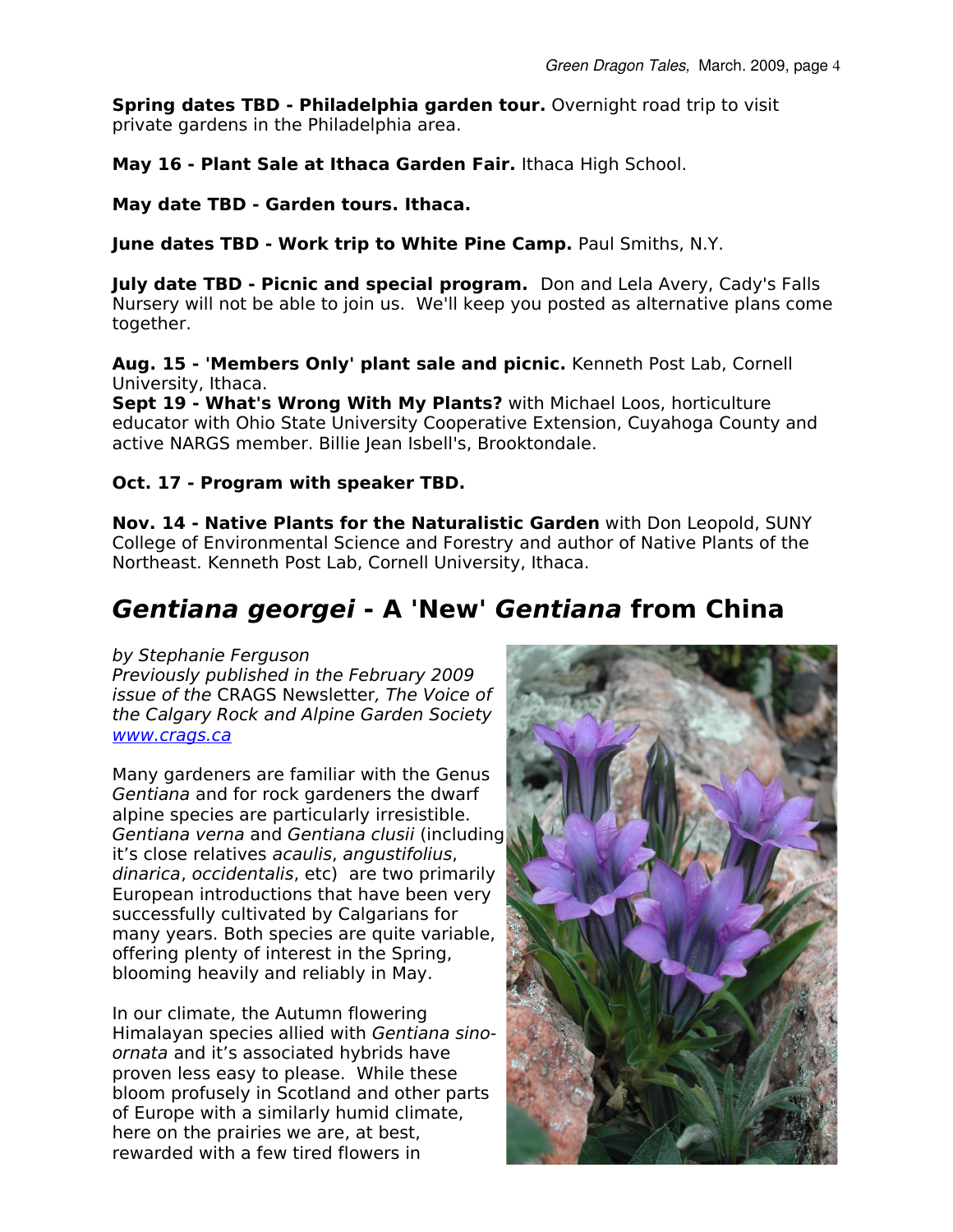**Spring dates TBD - Philadelphia garden tour.** Overnight road trip to visit private gardens in the Philadelphia area.

**May 16 - Plant Sale at Ithaca Garden Fair.** Ithaca High School.

**May date TBD - Garden tours. Ithaca.**

**June dates TBD - Work trip to White Pine Camp.** Paul Smiths, N.Y.

**July date TBD - Picnic and special program.** Don and Lela Avery, Cady's Falls Nursery will not be able to join us. We'll keep you posted as alternative plans come together.

**Aug. 15 - 'Members Only' plant sale and picnic.** Kenneth Post Lab, Cornell University, Ithaca.

**Sept 19 - What's Wrong With My Plants?** with Michael Loos, horticulture educator with Ohio State University Cooperative Extension, Cuyahoga County and active NARGS member. Billie Jean Isbell's, Brooktondale.

**Oct. 17 - Program with speaker TBD.**

**Nov. 14 - Native Plants for the Naturalistic Garden** with Don Leopold, SUNY College of Environmental Science and Forestry and author of Native Plants of the Northeast. Kenneth Post Lab, Cornell University, Ithaca.

# *Gentiana georgei* - A 'New' *Gentiana* from China

*by Stephanie Ferguson*
*Previously published in the February 2009 issue of the* CRAGS Newsletter, *The Voice of the Calgary Rock and Alpine Garden Society* [www.crags.ca](http://www.crags.ca)

Many gardeners are familiar with the Genus *Gentiana* and for rock gardeners the dwarf alpine species are particularly irresistible. *Gentiana verna* and *Gentiana clusii* (including it's close relatives *acaulis*, *angustifolius*, *dinarica*, *occidentalis*, etc) are two primarily European introductions that have been very successfully cultivated by Calgarians for many years. Both species are quite variable, offering plenty of interest in the Spring, blooming heavily and reliably in May.

In our climate, the Autumn flowering Himalayan species allied with *Gentiana sino-ornata* and it's associated hybrids have proven less easy to please. While these bloom profusely in Scotland and other parts of Europe with a similarly humid climate, here on the prairies we are, at best, rewarded with a few tired flowers in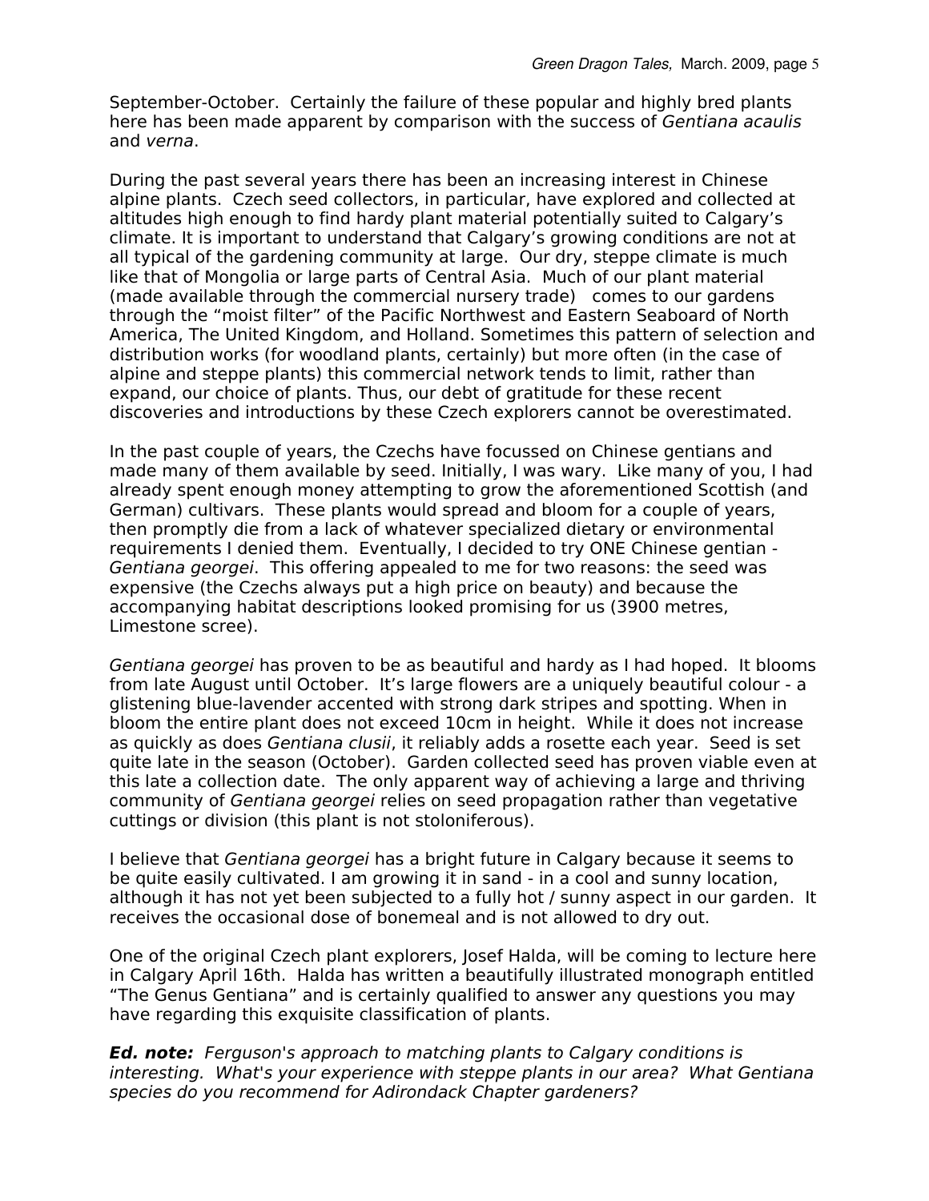September-October. Certainly the failure of these popular and highly bred plants here has been made apparent by comparison with the success of *Gentiana acaulis* and *verna*.

During the past several years there has been an increasing interest in Chinese alpine plants. Czech seed collectors, in particular, have explored and collected at altitudes high enough to find hardy plant material potentially suited to Calgary's climate. It is important to understand that Calgary's growing conditions are not at all typical of the gardening community at large. Our dry, steppe climate is much like that of Mongolia or large parts of Central Asia. Much of our plant material (made available through the commercial nursery trade) comes to our gardens through the "moist filter" of the Pacific Northwest and Eastern Seaboard of North America, The United Kingdom, and Holland. Sometimes this pattern of selection and distribution works (for woodland plants, certainly) but more often (in the case of alpine and steppe plants) this commercial network tends to limit, rather than expand, our choice of plants. Thus, our debt of gratitude for these recent discoveries and introductions by these Czech explorers cannot be overestimated.

In the past couple of years, the Czechs have focussed on Chinese gentians and made many of them available by seed. Initially, I was wary. Like many of you, I had already spent enough money attempting to grow the aforementioned Scottish (and German) cultivars. These plants would spread and bloom for a couple of years, then promptly die from a lack of whatever specialized dietary or environmental requirements I denied them. Eventually, I decided to try ONE Chinese gentian - *Gentiana georgei*. This offering appealed to me for two reasons: the seed was expensive (the Czechs always put a high price on beauty) and because the accompanying habitat descriptions looked promising for us (3900 metres, Limestone scree).

*Gentiana georgei* has proven to be as beautiful and hardy as I had hoped. It blooms from late August until October. It's large flowers are a uniquely beautiful colour - a glistening blue-lavender accented with strong dark stripes and spotting. When in bloom the entire plant does not exceed 10cm in height. While it does not increase as quickly as does *Gentiana clusii*, it reliably adds a rosette each year. Seed is set quite late in the season (October). Garden collected seed has proven viable even at this late a collection date. The only apparent way of achieving a large and thriving community of *Gentiana georgei* relies on seed propagation rather than vegetative cuttings or division (this plant is not stoloniferous).

I believe that *Gentiana georgei* has a bright future in Calgary because it seems to be quite easily cultivated. I am growing it in sand - in a cool and sunny location, although it has not yet been subjected to a fully hot / sunny aspect in our garden. It receives the occasional dose of bonemeal and is not allowed to dry out.

One of the original Czech plant explorers, Josef Halda, will be coming to lecture here in Calgary April 16th. Halda has written a beautifully illustrated monograph entitled "The Genus Gentiana" and is certainly qualified to answer any questions you may have regarding this exquisite classification of plants.

***Ed. note:*** *Ferguson's approach to matching plants to Calgary conditions is interesting. What's your experience with steppe plants in our area? What Gentiana species do you recommend for Adirondack Chapter gardeners?*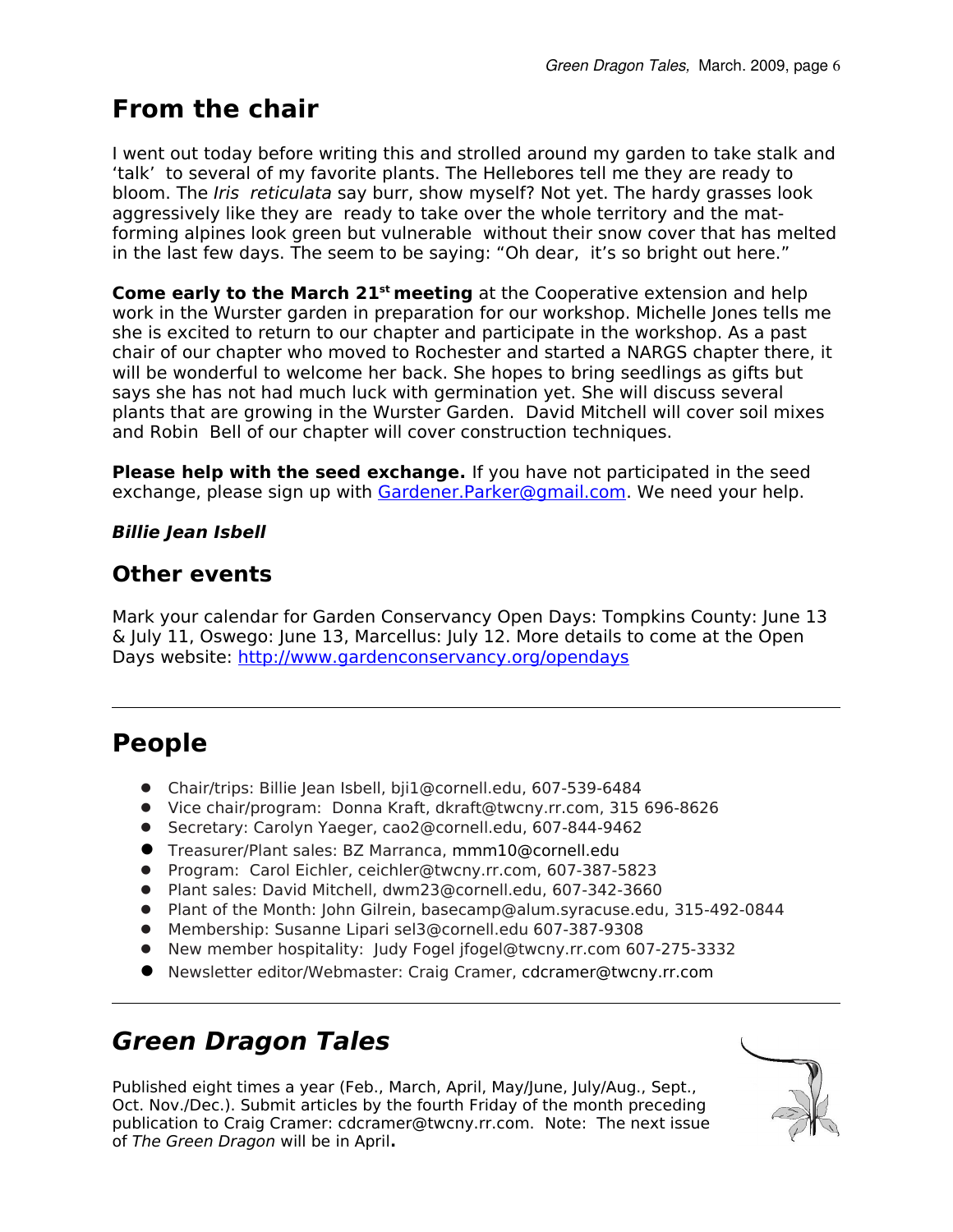# From the chair

I went out today before writing this and strolled around my garden to take stalk and 'talk' to several of my favorite plants. The Hellebores tell me they are ready to bloom. The *Iris reticulata* say burr, show myself? Not yet. The hardy grasses look aggressively like they are ready to take over the whole territory and the mat-forming alpines look green but vulnerable without their snow cover that has melted in the last few days. The seem to be saying: "Oh dear, it's so bright out here."

**Come early to the March 21st meeting** at the Cooperative extension and help work in the Wurster garden in preparation for our workshop. Michelle Jones tells me she is excited to return to our chapter and participate in the workshop. As a past chair of our chapter who moved to Rochester and started a NARGS chapter there, it will be wonderful to welcome her back. She hopes to bring seedlings as gifts but says she has not had much luck with germination yet. She will discuss several plants that are growing in the Wurster Garden. David Mitchell will cover soil mixes and Robin Bell of our chapter will cover construction techniques.

**Please help with the seed exchange.** If you have not participated in the seed exchange, please sign up with Gardener.Parker@gmail.com. We need your help.

***Billie Jean Isbell***

## Other events

Mark your calendar for Garden Conservancy Open Days: Tompkins County: June 13 & July 11, Oswego: June 13, Marcellus: July 12. More details to come at the Open Days website: http://www.gardenconservancy.org/opendays

---

# People

- Chair/trips: Billie Jean Isbell, bji1@cornell.edu, 607-539-6484
- Vice chair/program: Donna Kraft, dkraft@twcny.rr.com, 315 696-8626
- Secretary: Carolyn Yaeger, cao2@cornell.edu, 607-844-9462
- Treasurer/Plant sales: BZ Marranca, mmm10@cornell.edu
- Program: Carol Eichler, ceichler@twcny.rr.com, 607-387-5823
- Plant sales: David Mitchell, dwm23@cornell.edu, 607-342-3660
- Plant of the Month: John Gilrein, basecamp@alum.syracuse.edu, 315-492-0844
- Membership: Susanne Lipari sel3@cornell.edu 607-387-9308
- New member hospitality: Judy Fogel jfogel@twcny.rr.com 607-275-3332
- Newsletter editor/Webmaster: Craig Cramer, cdcramer@twcny.rr.com

---

# *Green Dragon Tales*

Published eight times a year (Feb., March, April, May/June, July/Aug., Sept., Oct. Nov./Dec.). Submit articles by the fourth Friday of the month preceding publication to Craig Cramer: cdcramer@twcny.rr.com. Note: The next issue of *The Green Dragon* will be in April**.**